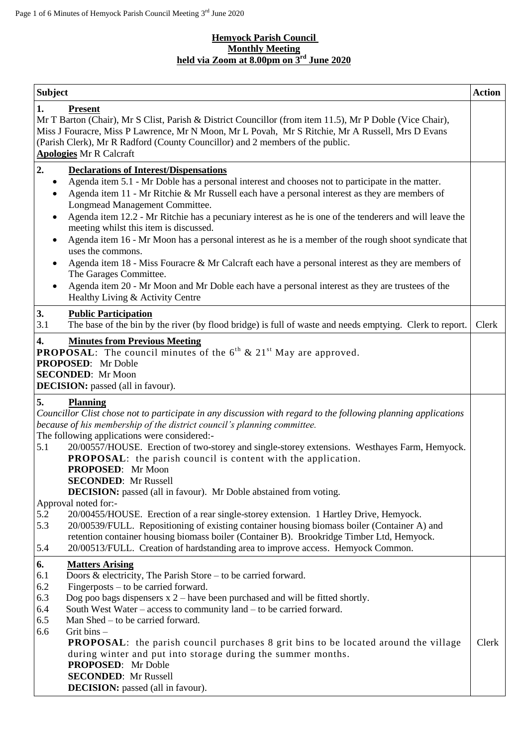**Hemyock Parish Council**
**Monthly Meeting**
**held via Zoom at 8.00pm on 3rd June 2020**

| Subject | Action |
|---|---|
| **1. Present**<br>Mr T Barton (Chair), Mr S Clist, Parish & District Councillor (from item 11.5), Mr P Doble (Vice Chair), Miss J Fouracre, Miss P Lawrence, Mr N Moon, Mr L Povah, Mr S Ritchie, Mr A Russell, Mrs D Evans (Parish Clerk), Mr R Radford (County Councillor) and 2 members of the public.<br>**Apologies** Mr R Calcraft | |
| **2. Declarations of Interest/Dispensations**<br>• Agenda item 5.1 - Mr Doble has a personal interest and chooses not to participate in the matter.<br>• Agenda item 11 - Mr Ritchie & Mr Russell each have a personal interest as they are members of Longmead Management Committee.<br>• Agenda item 12.2 - Mr Ritchie has a pecuniary interest as he is one of the tenderers and will leave the meeting whilst this item is discussed.<br>• Agenda item 16 - Mr Moon has a personal interest as he is a member of the rough shoot syndicate that uses the commons.<br>• Agenda item 18 - Miss Fouracre & Mr Calcraft each have a personal interest as they are members of The Garages Committee.<br>• Agenda item 20 - Mr Moon and Mr Doble each have a personal interest as they are trustees of the Healthy Living & Activity Centre | |
| **3. Public Participation**<br>3.1 The base of the bin by the river (by flood bridge) is full of waste and needs emptying. Clerk to report. | Clerk |
| **4. Minutes from Previous Meeting**<br>**PROPOSAL**: The council minutes of the 6th & 21st May are approved.<br>**PROPOSED**: Mr Doble<br>**SECONDED**: Mr Moon<br>**DECISION:** passed (all in favour). | |
| **5. Planning**<br>*Councillor Clist chose not to participate in any discussion with regard to the following planning applications because of his membership of the district council's planning committee.*<br>The following applications were considered:-<br>5.1 20/00557/HOUSE. Erection of two-storey and single-storey extensions. Westhayes Farm, Hemyock.<br>**PROPOSAL**: the parish council is content with the application.<br>**PROPOSED**: Mr Moon<br>**SECONDED**: Mr Russell<br>**DECISION:** passed (all in favour). Mr Doble abstained from voting.<br>Approval noted for:-<br>5.2 20/00455/HOUSE. Erection of a rear single-storey extension. 1 Hartley Drive, Hemyock.<br>5.3 20/00539/FULL. Repositioning of existing container housing biomass boiler (Container A) and retention container housing biomass boiler (Container B). Brookridge Timber Ltd, Hemyock.<br>5.4 20/00513/FULL. Creation of hardstanding area to improve access. Hemyock Common. | |
| **6. Matters Arising**<br>6.1 Doors & electricity, The Parish Store – to be carried forward.<br>6.2 Fingerposts – to be carried forward.<br>6.3 Dog poo bags dispensers x 2 – have been purchased and will be fitted shortly.<br>6.4 South West Water – access to community land – to be carried forward.<br>6.5 Man Shed – to be carried forward.<br>6.6 Grit bins –<br>**PROPOSAL**: the parish council purchases 8 grit bins to be located around the village during winter and put into storage during the summer months.<br>**PROPOSED**: Mr Doble<br>**SECONDED**: Mr Russell<br>**DECISION:** passed (all in favour). | Clerk |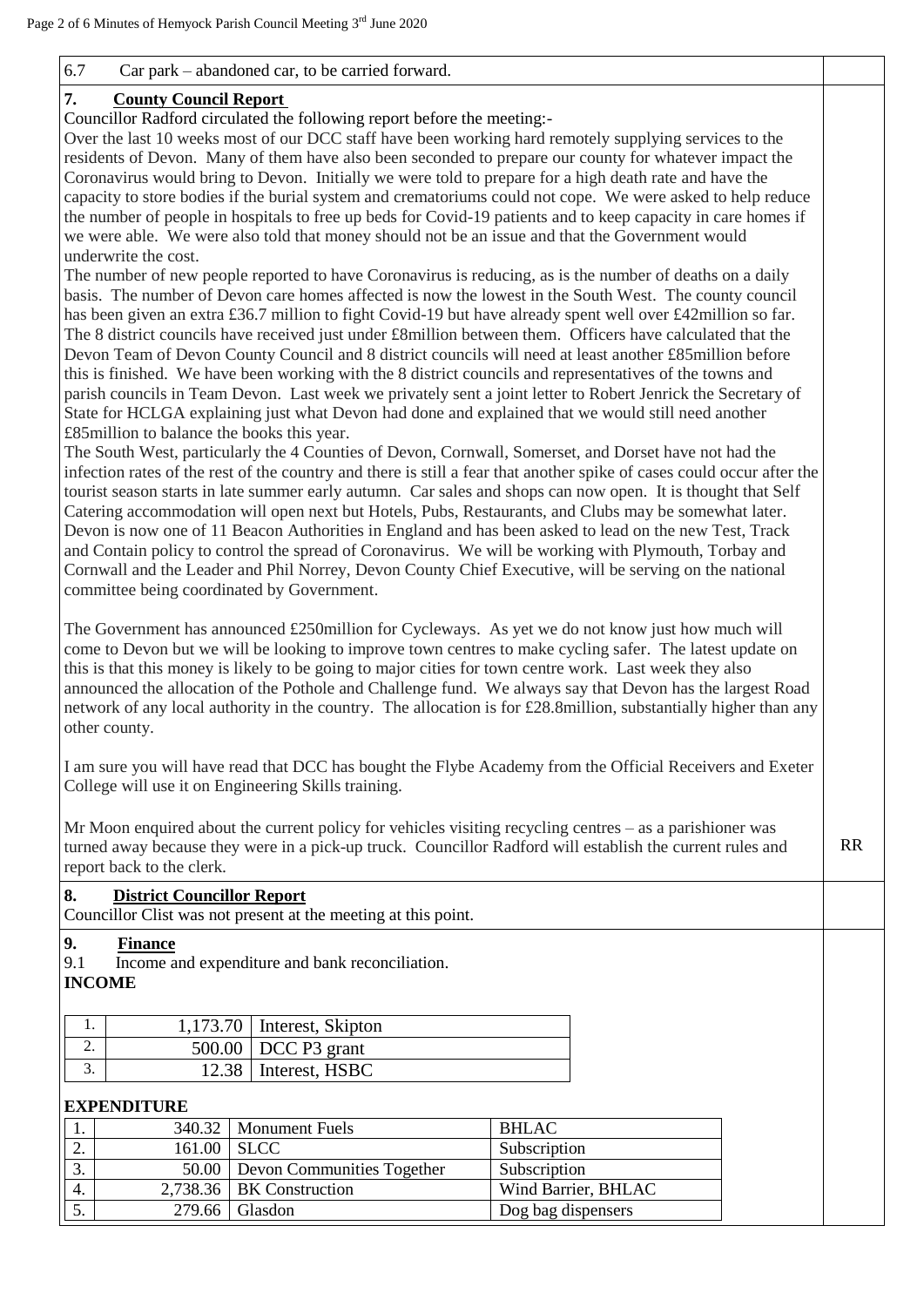6.7 Car park – abandoned car, to be carried forward.

## 7. County Council Report

Councillor Radford circulated the following report before the meeting:-

Over the last 10 weeks most of our DCC staff have been working hard remotely supplying services to the residents of Devon. Many of them have also been seconded to prepare our county for whatever impact the Coronavirus would bring to Devon. Initially we were told to prepare for a high death rate and have the capacity to store bodies if the burial system and crematoriums could not cope. We were asked to help reduce the number of people in hospitals to free up beds for Covid-19 patients and to keep capacity in care homes if we were able. We were also told that money should not be an issue and that the Government would underwrite the cost.

The number of new people reported to have Coronavirus is reducing, as is the number of deaths on a daily basis. The number of Devon care homes affected is now the lowest in the South West. The county council has been given an extra £36.7 million to fight Covid-19 but have already spent well over £42million so far. The 8 district councils have received just under £8million between them. Officers have calculated that the Devon Team of Devon County Council and 8 district councils will need at least another £85million before this is finished. We have been working with the 8 district councils and representatives of the towns and parish councils in Team Devon. Last week we privately sent a joint letter to Robert Jenrick the Secretary of State for HCLGA explaining just what Devon had done and explained that we would still need another £85million to balance the books this year.

The South West, particularly the 4 Counties of Devon, Cornwall, Somerset, and Dorset have not had the infection rates of the rest of the country and there is still a fear that another spike of cases could occur after the tourist season starts in late summer early autumn. Car sales and shops can now open. It is thought that Self Catering accommodation will open next but Hotels, Pubs, Restaurants, and Clubs may be somewhat later. Devon is now one of 11 Beacon Authorities in England and has been asked to lead on the new Test, Track and Contain policy to control the spread of Coronavirus. We will be working with Plymouth, Torbay and Cornwall and the Leader and Phil Norrey, Devon County Chief Executive, will be serving on the national committee being coordinated by Government.

The Government has announced £250million for Cycleways. As yet we do not know just how much will come to Devon but we will be looking to improve town centres to make cycling safer. The latest update on this is that this money is likely to be going to major cities for town centre work. Last week they also announced the allocation of the Pothole and Challenge fund. We always say that Devon has the largest Road network of any local authority in the country. The allocation is for £28.8million, substantially higher than any other county.

I am sure you will have read that DCC has bought the Flybe Academy from the Official Receivers and Exeter College will use it on Engineering Skills training.

Mr Moon enquired about the current policy for vehicles visiting recycling centres – as a parishioner was turned away because they were in a pick-up truck. Councillor Radford will establish the current rules and report back to the clerk. **RR**

## 8. District Councillor Report

Councillor Clist was not present at the meeting at this point.

## 9. Finance

9.1 Income and expenditure and bank reconciliation.

**INCOME**

| | | |
|---|---|---|
| 1. | 1,173.70 | Interest, Skipton |
| 2. | 500.00 | DCC P3 grant |
| 3. | 12.38 | Interest, HSBC |

**EXPENDITURE**

| | | | |
|---|---|---|---|
| 1. | 340.32 | Monument Fuels | BHLAC |
| 2. | 161.00 | SLCC | Subscription |
| 3. | 50.00 | Devon Communities Together | Subscription |
| 4. | 2,738.36 | BK Construction | Wind Barrier, BHLAC |
| 5. | 279.66 | Glasdon | Dog bag dispensers |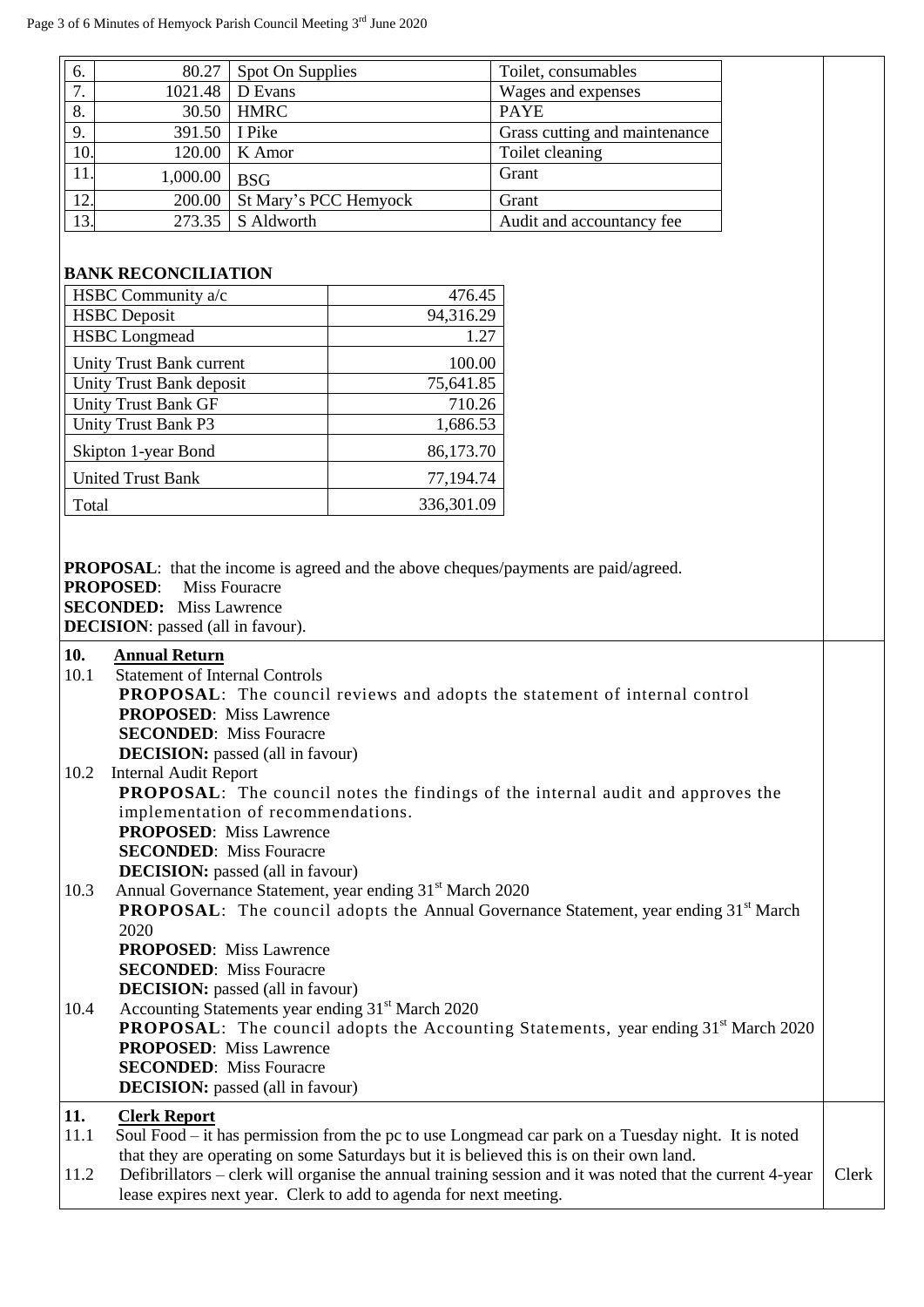| | | | |
|---|---|---|---|
| 6. | 80.27 | Spot On Supplies | Toilet, consumables |
| 7. | 1021.48 | D Evans | Wages and expenses |
| 8. | 30.50 | HMRC | PAYE |
| 9. | 391.50 | I Pike | Grass cutting and maintenance |
| 10. | 120.00 | K Amor | Toilet cleaning |
| 11. | 1,000.00 | BSG | Grant |
| 12. | 200.00 | St Mary's PCC Hemyock | Grant |
| 13. | 273.35 | S Aldworth | Audit and accountancy fee |

**BANK RECONCILIATION**

| | |
|---|---|
| HSBC Community a/c | 476.45 |
| HSBC Deposit | 94,316.29 |
| HSBC Longmead | 1.27 |
| Unity Trust Bank current | 100.00 |
| Unity Trust Bank deposit | 75,641.85 |
| Unity Trust Bank GF | 710.26 |
| Unity Trust Bank P3 | 1,686.53 |
| Skipton 1-year Bond | 86,173.70 |
| United Trust Bank | 77,194.74 |
| Total | 336,301.09 |

**PROPOSAL**: that the income is agreed and the above cheques/payments are paid/agreed.
**PROPOSED**: Miss Fouracre
**SECONDED:** Miss Lawrence
**DECISION**: passed (all in favour).

## 10. Annual Return

10.1 Statement of Internal Controls
**PROPOSAL**: The council reviews and adopts the statement of internal control
**PROPOSED**: Miss Lawrence
**SECONDED**: Miss Fouracre
**DECISION:** passed (all in favour)

10.2 Internal Audit Report
**PROPOSAL**: The council notes the findings of the internal audit and approves the implementation of recommendations.
**PROPOSED**: Miss Lawrence
**SECONDED**: Miss Fouracre
**DECISION:** passed (all in favour)

10.3 Annual Governance Statement, year ending 31st March 2020
**PROPOSAL**: The council adopts the Annual Governance Statement, year ending 31st March 2020
**PROPOSED**: Miss Lawrence
**SECONDED**: Miss Fouracre
**DECISION:** passed (all in favour)

10.4 Accounting Statements year ending 31st March 2020
**PROPOSAL**: The council adopts the Accounting Statements, year ending 31st March 2020
**PROPOSED**: Miss Lawrence
**SECONDED**: Miss Fouracre
**DECISION:** passed (all in favour)

## 11. Clerk Report

11.1 Soul Food – it has permission from the pc to use Longmead car park on a Tuesday night. It is noted that they are operating on some Saturdays but it is believed this is on their own land.

11.2 Defibrillators – clerk will organise the annual training session and it was noted that the current 4-year lease expires next year. Clerk to add to agenda for next meeting. — **Clerk**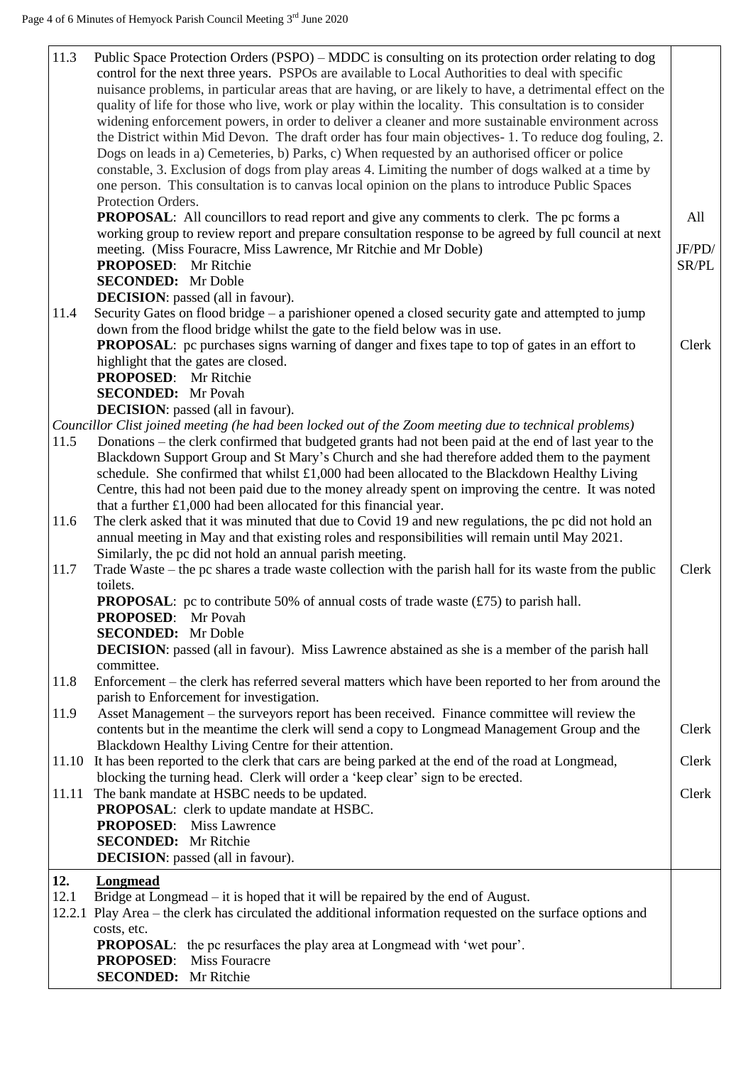| | | |
|---|---|---|
| 11.3 | Public Space Protection Orders (PSPO) – MDDC is consulting on its protection order relating to dog control for the next three years. PSPOs are available to Local Authorities to deal with specific nuisance problems, in particular areas that are having, or are likely to have, a detrimental effect on the quality of life for those who live, work or play within the locality. This consultation is to consider widening enforcement powers, in order to deliver a cleaner and more sustainable environment across the District within Mid Devon. The draft order has four main objectives- 1. To reduce dog fouling, 2. Dogs on leads in a) Cemeteries, b) Parks, c) When requested by an authorised officer or police constable, 3. Exclusion of dogs from play areas 4. Limiting the number of dogs walked at a time by one person. This consultation is to canvas local opinion on the plans to introduce Public Spaces Protection Orders.<br>**PROPOSAL**: All councillors to read report and give any comments to clerk. The pc forms a working group to review report and prepare consultation response to be agreed by full council at next meeting. (Miss Fouracre, Miss Lawrence, Mr Ritchie and Mr Doble)<br>**PROPOSED**: Mr Ritchie<br>**SECONDED:** Mr Doble<br>**DECISION**: passed (all in favour). | All<br><br>JF/PD/<br>SR/PL |
| 11.4 | Security Gates on flood bridge – a parishioner opened a closed security gate and attempted to jump down from the flood bridge whilst the gate to the field below was in use.<br>**PROPOSAL**: pc purchases signs warning of danger and fixes tape to top of gates in an effort to highlight that the gates are closed.<br>**PROPOSED**: Mr Ritchie<br>**SECONDED:** Mr Povah<br>**DECISION**: passed (all in favour).<br>*Councillor Clist joined meeting (he had been locked out of the Zoom meeting due to technical problems)* | Clerk |
| 11.5 | Donations – the clerk confirmed that budgeted grants had not been paid at the end of last year to the Blackdown Support Group and St Mary's Church and she had therefore added them to the payment schedule. She confirmed that whilst £1,000 had been allocated to the Blackdown Healthy Living Centre, this had not been paid due to the money already spent on improving the centre. It was noted that a further £1,000 had been allocated for this financial year. | |
| 11.6 | The clerk asked that it was minuted that due to Covid 19 and new regulations, the pc did not hold an annual meeting in May and that existing roles and responsibilities will remain until May 2021. Similarly, the pc did not hold an annual parish meeting. | |
| 11.7 | Trade Waste – the pc shares a trade waste collection with the parish hall for its waste from the public toilets.<br>**PROPOSAL**: pc to contribute 50% of annual costs of trade waste (£75) to parish hall.<br>**PROPOSED**: Mr Povah<br>**SECONDED:** Mr Doble<br>**DECISION**: passed (all in favour). Miss Lawrence abstained as she is a member of the parish hall committee. | Clerk |
| 11.8 | Enforcement – the clerk has referred several matters which have been reported to her from around the parish to Enforcement for investigation. | |
| 11.9 | Asset Management – the surveyors report has been received. Finance committee will review the contents but in the meantime the clerk will send a copy to Longmead Management Group and the Blackdown Healthy Living Centre for their attention. | Clerk |
| 11.10 | It has been reported to the clerk that cars are being parked at the end of the road at Longmead, blocking the turning head. Clerk will order a 'keep clear' sign to be erected. | Clerk |
| 11.11 | The bank mandate at HSBC needs to be updated.<br>**PROPOSAL**: clerk to update mandate at HSBC.<br>**PROPOSED**: Miss Lawrence<br>**SECONDED:** Mr Ritchie<br>**DECISION**: passed (all in favour). | Clerk |
| **12.** | **Longmead** | |
| 12.1 | Bridge at Longmead – it is hoped that it will be repaired by the end of August. | |
| 12.2.1 | Play Area – the clerk has circulated the additional information requested on the surface options and costs, etc.<br>**PROPOSAL**: the pc resurfaces the play area at Longmead with 'wet pour'.<br>**PROPOSED**: Miss Fouracre<br>**SECONDED:** Mr Ritchie | |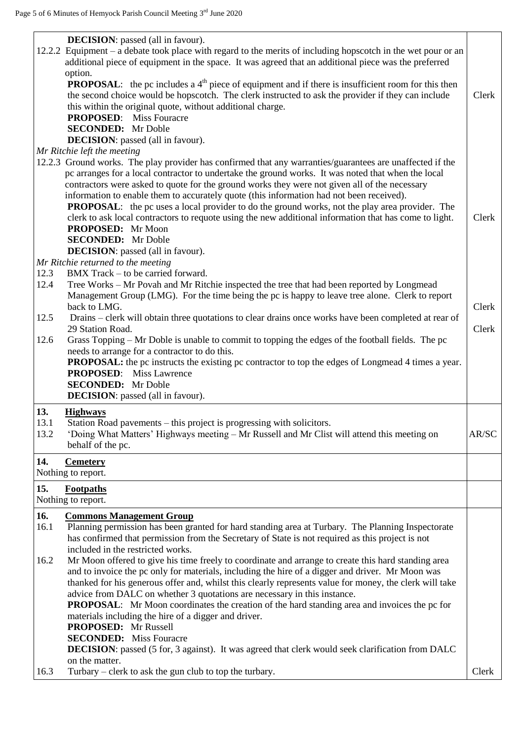| | |
|---|---|
| **DECISION**: passed (all in favour). | |
| 12.2.2 Equipment – a debate took place with regard to the merits of including hopscotch in the wet pour or an additional piece of equipment in the space. It was agreed that an additional piece was the preferred option. | |
| **PROPOSAL**: the pc includes a 4th piece of equipment and if there is insufficient room for this then the second choice would be hopscotch. The clerk instructed to ask the provider if they can include this within the original quote, without additional charge. | Clerk |
| **PROPOSED**: Miss Fouracre | |
| **SECONDED:** Mr Doble | |
| **DECISION**: passed (all in favour). | |
| *Mr Ritchie left the meeting* | |
| 12.2.3 Ground works. The play provider has confirmed that any warranties/guarantees are unaffected if the pc arranges for a local contractor to undertake the ground works. It was noted that when the local contractors were asked to quote for the ground works they were not given all of the necessary information to enable them to accurately quote (this information had not been received). | |
| **PROPOSAL**: the pc uses a local provider to do the ground works, not the play area provider. The clerk to ask local contractors to requote using the new additional information that has come to light. | Clerk |
| **PROPOSED:** Mr Moon | |
| **SECONDED:** Mr Doble | |
| **DECISION**: passed (all in favour). | |
| *Mr Ritchie returned to the meeting* | |
| 12.3 BMX Track – to be carried forward. | |
| 12.4 Tree Works – Mr Povah and Mr Ritchie inspected the tree that had been reported by Longmead Management Group (LMG). For the time being the pc is happy to leave tree alone. Clerk to report back to LMG. | Clerk |
| 12.5 Drains – clerk will obtain three quotations to clear drains once works have been completed at rear of 29 Station Road. | Clerk |
| 12.6 Grass Topping – Mr Doble is unable to commit to topping the edges of the football fields. The pc needs to arrange for a contractor to do this. | |
| **PROPOSAL:** the pc instructs the existing pc contractor to top the edges of Longmead 4 times a year. | |
| **PROPOSED**: Miss Lawrence | |
| **SECONDED:** Mr Doble | |
| **DECISION**: passed (all in favour). | |
| **13. Highways** | |
| 13.1 Station Road pavements – this project is progressing with solicitors. | |
| 13.2 'Doing What Matters' Highways meeting – Mr Russell and Mr Clist will attend this meeting on behalf of the pc. | AR/SC |
| **14. Cemetery** | |
| Nothing to report. | |
| **15. Footpaths** | |
| Nothing to report. | |
| **16. Commons Management Group** | |
| 16.1 Planning permission has been granted for hard standing area at Turbary. The Planning Inspectorate has confirmed that permission from the Secretary of State is not required as this project is not included in the restricted works. | |
| 16.2 Mr Moon offered to give his time freely to coordinate and arrange to create this hard standing area and to invoice the pc only for materials, including the hire of a digger and driver. Mr Moon was thanked for his generous offer and, whilst this clearly represents value for money, the clerk will take advice from DALC on whether 3 quotations are necessary in this instance. | |
| **PROPOSAL**: Mr Moon coordinates the creation of the hard standing area and invoices the pc for materials including the hire of a digger and driver. | |
| **PROPOSED:** Mr Russell | |
| **SECONDED:** Miss Fouracre | |
| **DECISION**: passed (5 for, 3 against). It was agreed that clerk would seek clarification from DALC on the matter. | |
| 16.3 Turbary – clerk to ask the gun club to top the turbary. | Clerk |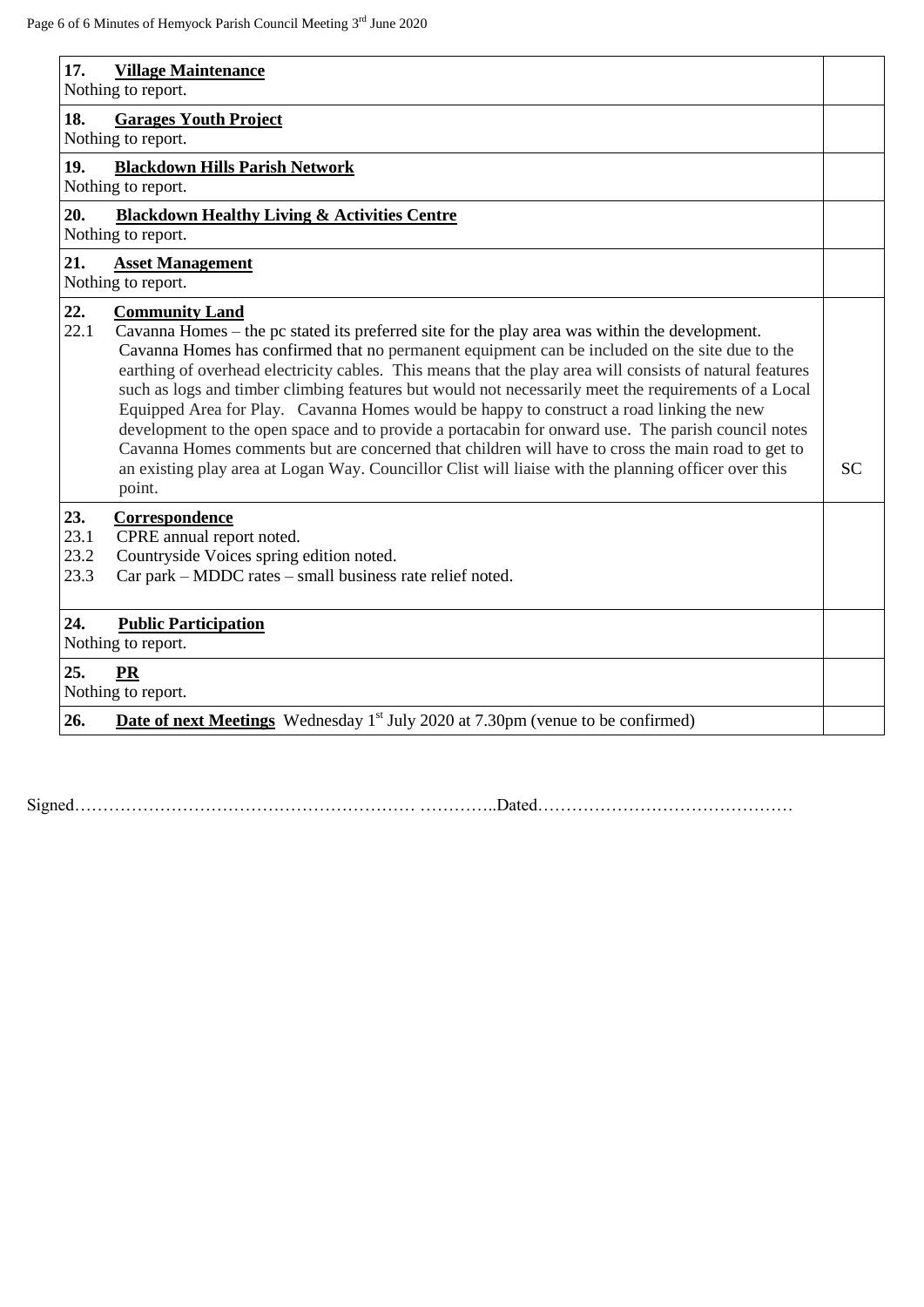| | |
|---|---|
| **17. Village Maintenance**<br>Nothing to report. | |
| **18. Garages Youth Project**<br>Nothing to report. | |
| **19. Blackdown Hills Parish Network**<br>Nothing to report. | |
| **20. Blackdown Healthy Living & Activities Centre**<br>Nothing to report. | |
| **21. Asset Management**<br>Nothing to report. | |
| **22. Community Land**<br>22.1 Cavanna Homes – the pc stated its preferred site for the play area was within the development. Cavanna Homes has confirmed that no permanent equipment can be included on the site due to the earthing of overhead electricity cables. This means that the play area will consists of natural features such as logs and timber climbing features but would not necessarily meet the requirements of a Local Equipped Area for Play. Cavanna Homes would be happy to construct a road linking the new development to the open space and to provide a portacabin for onward use. The parish council notes Cavanna Homes comments but are concerned that children will have to cross the main road to get to an existing play area at Logan Way. Councillor Clist will liaise with the planning officer over this point. | SC |
| **23. Correspondence**<br>23.1 CPRE annual report noted.<br>23.2 Countryside Voices spring edition noted.<br>23.3 Car park – MDDC rates – small business rate relief noted. | |
| **24. Public Participation**<br>Nothing to report. | |
| **25. PR**<br>Nothing to report. | |
| **26. Date of next Meetings** Wednesday 1st July 2020 at 7.30pm (venue to be confirmed) | |

Signed……………………………………………………… …………..Dated………………………………………